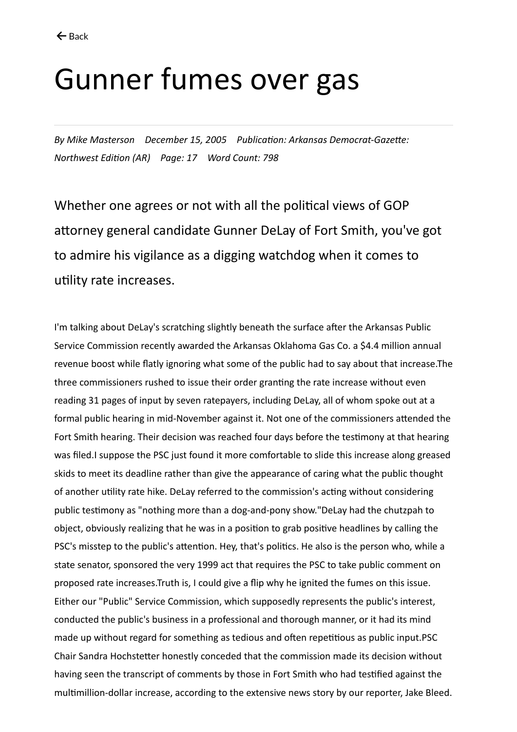[← Back]

# Gunner fumes over gas

*By Mike Masterson December 15, 2005 Publication: Arkansas Democrat-Gazette: Northwest Edition (AR) Page: 17 Word Count: 798*

Whether one agrees or not with all the political views of GOP attorney general candidate Gunner DeLay of Fort Smith, you've got to admire his vigilance as a digging watchdog when it comes to utility rate increases.

I'm talking about DeLay's scratching slightly beneath the surface after the Arkansas Public Service Commission recently awarded the Arkansas Oklahoma Gas Co. a $4.4 million annual revenue boost while flatly ignoring what some of the public had to say about that increase.The three commissioners rushed to issue their order granting the rate increase without even reading 31 pages of input by seven ratepayers, including DeLay, all of whom spoke out at a formal public hearing in mid-November against it. Not one of the commissioners attended the Fort Smith hearing. Their decision was reached four days before the testimony at that hearing was filed.I suppose the PSC just found it more comfortable to slide this increase along greased skids to meet its deadline rather than give the appearance of caring what the public thought of another utility rate hike. DeLay referred to the commission's acting without considering public testimony as "nothing more than a dog-and-pony show."DeLay had the chutzpah to object, obviously realizing that he was in a position to grab positive headlines by calling the PSC's misstep to the public's attention. Hey, that's politics. He also is the person who, while a state senator, sponsored the very 1999 act that requires the PSC to take public comment on proposed rate increases.Truth is, I could give a flip why he ignited the fumes on this issue. Either our "Public" Service Commission, which supposedly represents the public's interest, conducted the public's business in a professional and thorough manner, or it had its mind made up without regard for something as tedious and often repetitious as public input.PSC Chair Sandra Hochstetter honestly conceded that the commission made its decision without having seen the transcript of comments by those in Fort Smith who had testified against the multimillion-dollar increase, according to the extensive news story by our reporter, Jake Bleed.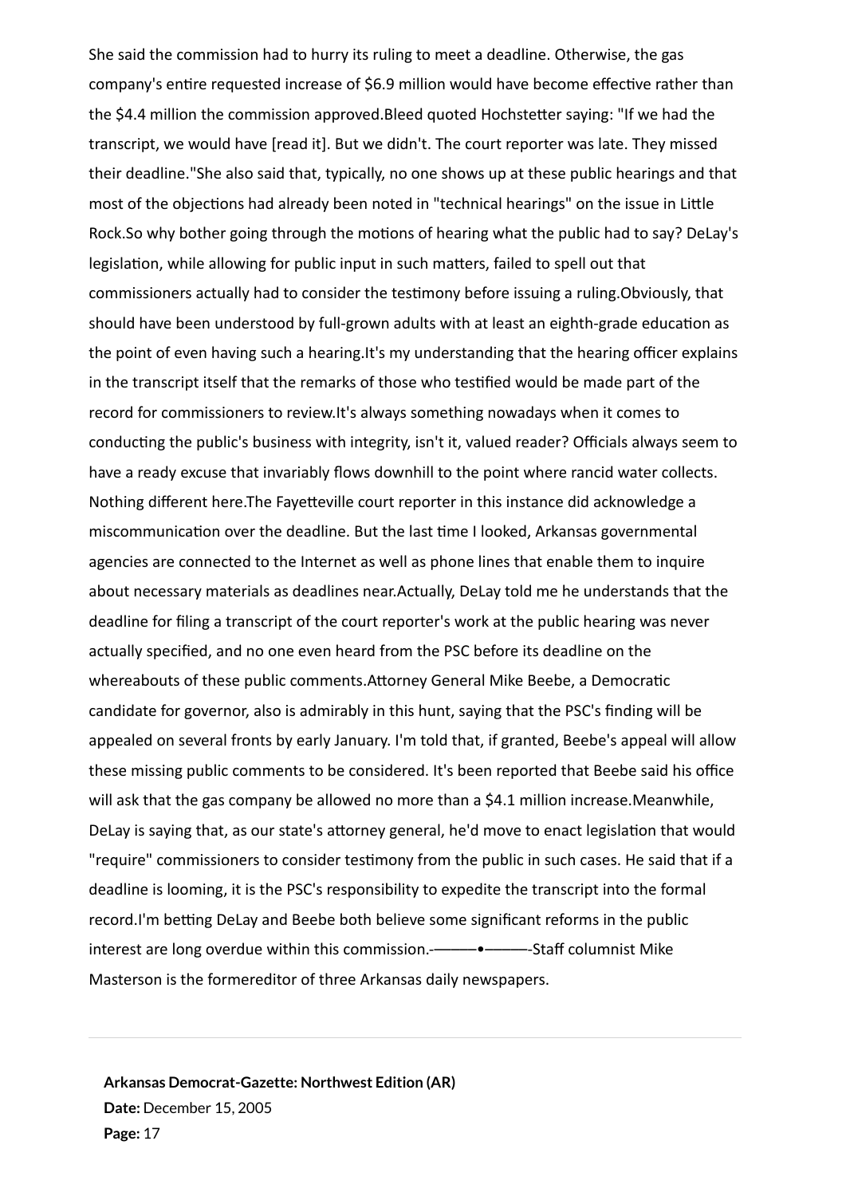She said the commission had to hurry its ruling to meet a deadline. Otherwise, the gas company's entire requested increase of $6.9 million would have become effective rather than the $4.4 million the commission approved.Bleed quoted Hochstetter saying: "If we had the transcript, we would have [read it]. But we didn't. The court reporter was late. They missed their deadline."She also said that, typically, no one shows up at these public hearings and that most of the objections had already been noted in "technical hearings" on the issue in Little Rock.So why bother going through the motions of hearing what the public had to say? DeLay's legislation, while allowing for public input in such matters, failed to spell out that commissioners actually had to consider the testimony before issuing a ruling.Obviously, that should have been understood by full-grown adults with at least an eighth-grade education as the point of even having such a hearing.It's my understanding that the hearing officer explains in the transcript itself that the remarks of those who testified would be made part of the record for commissioners to review.It's always something nowadays when it comes to conducting the public's business with integrity, isn't it, valued reader? Officials always seem to have a ready excuse that invariably flows downhill to the point where rancid water collects. Nothing different here.The Fayetteville court reporter in this instance did acknowledge a miscommunication over the deadline. But the last time I looked, Arkansas governmental agencies are connected to the Internet as well as phone lines that enable them to inquire about necessary materials as deadlines near.Actually, DeLay told me he understands that the deadline for filing a transcript of the court reporter's work at the public hearing was never actually specified, and no one even heard from the PSC before its deadline on the whereabouts of these public comments.Attorney General Mike Beebe, a Democratic candidate for governor, also is admirably in this hunt, saying that the PSC's finding will be appealed on several fronts by early January. I'm told that, if granted, Beebe's appeal will allow these missing public comments to be considered. It's been reported that Beebe said his office will ask that the gas company be allowed no more than a $4.1 million increase.Meanwhile, DeLay is saying that, as our state's attorney general, he'd move to enact legislation that would "require" commissioners to consider testimony from the public in such cases. He said that if a deadline is looming, it is the PSC's responsibility to expedite the transcript into the formal record.I'm betting DeLay and Beebe both believe some significant reforms in the public interest are long overdue within this commission.-———•———-Staff columnist Mike Masterson is the formereditor of three Arkansas daily newspapers.

---

**Arkansas Democrat-Gazette: Northwest Edition (AR)**
**Date:** December 15, 2005
**Page:** 17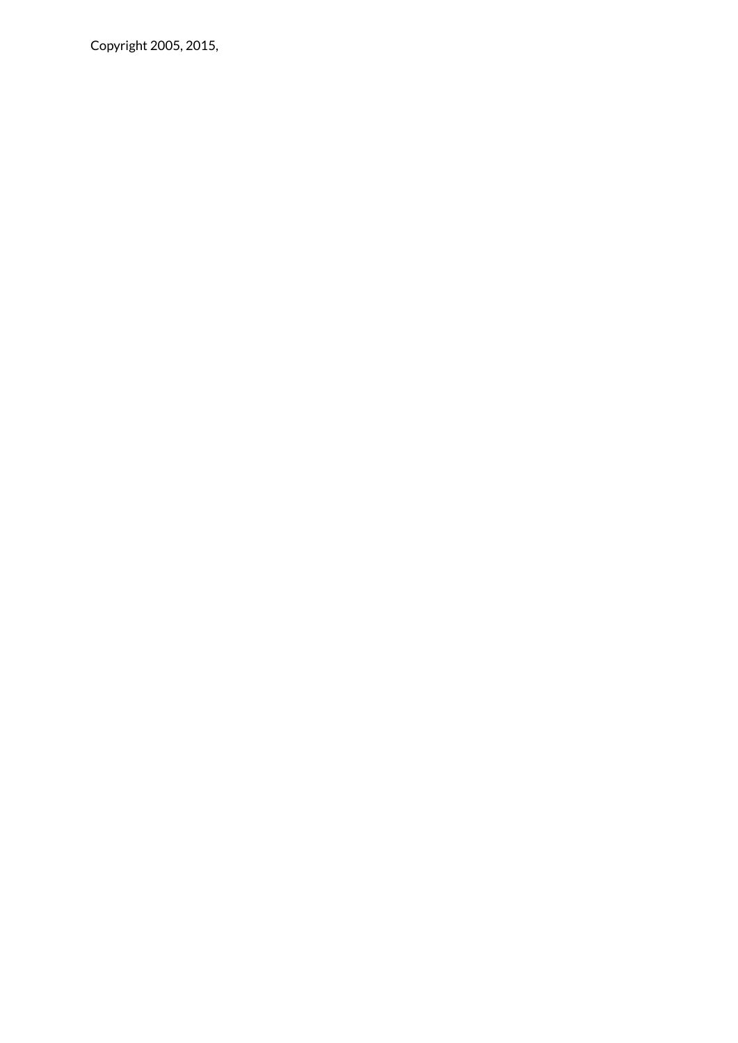Copyright 2005, 2015,